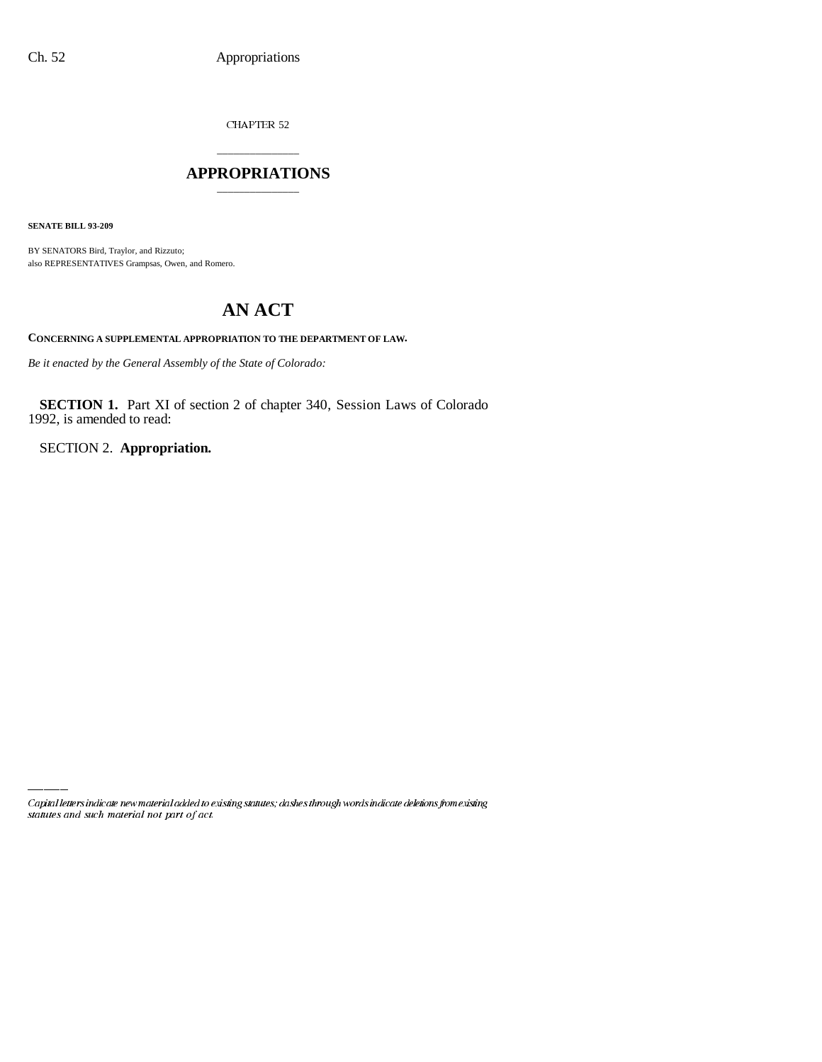CHAPTER 52

# APPROPRIATIONS

**SENATE BILL 93-209**

BY SENATORS Bird, Traylor, and Rizzuto;
also REPRESENTATIVES Grampsas, Owen, and Romero.

# AN ACT

**CONCERNING A SUPPLEMENTAL APPROPRIATION TO THE DEPARTMENT OF LAW.**

*Be it enacted by the General Assembly of the State of Colorado:*

**SECTION 1.** Part XI of section 2 of chapter 340, Session Laws of Colorado 1992, is amended to read:

SECTION 2. **Appropriation.**

*Capital letters indicate new material added to existing statutes; dashes through words indicate deletions from existing statutes and such material not part of act.*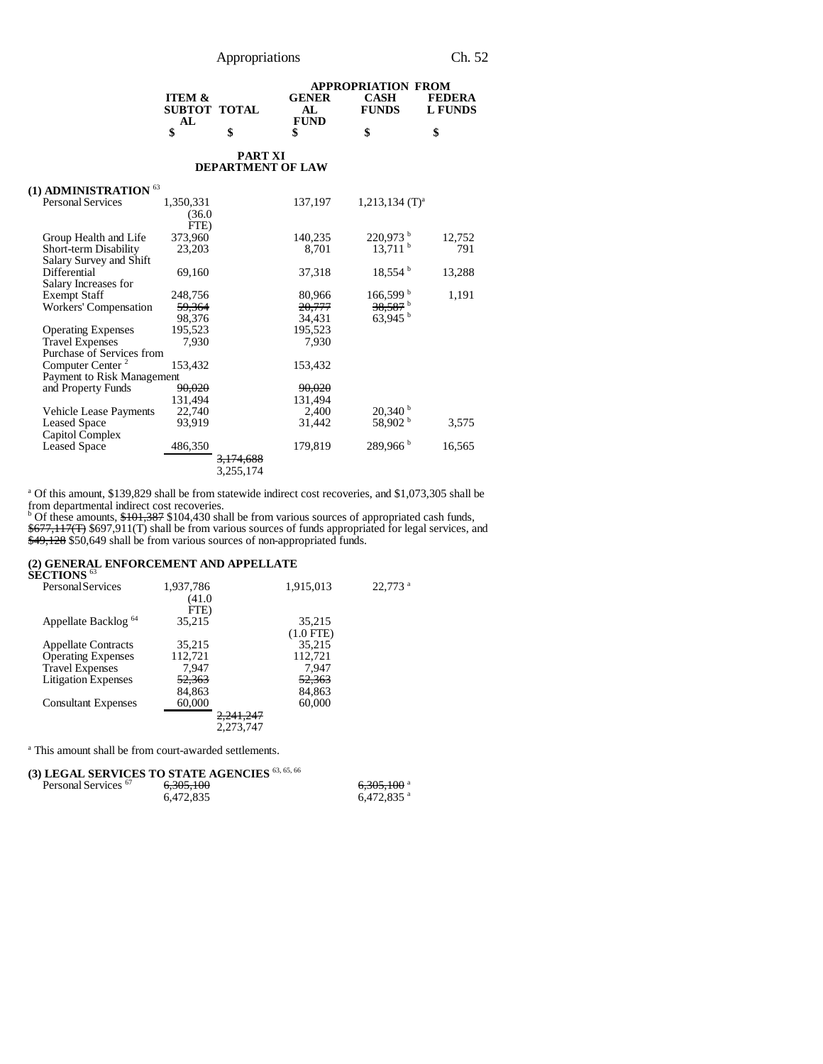| | ITEM & SUBTOTAL | TOTAL | APPROPRIATION FROM GENERAL FUND | CASH FUNDS | FEDERAL FUNDS |
|---|---|---|---|---|---|
| | $ | $ | $ | $ | $ |

**PART XI**
**DEPARTMENT OF LAW**

**(1) ADMINISTRATION** [63]

| | ITEM & SUBTOTAL | TOTAL | GENERAL FUND | CASH FUNDS | FEDERAL FUNDS |
|---|---|---|---|---|---|
| Personal Services | 1,350,331 (36.0 FTE) | | 137,197 | 1,213,134 (T)[a] | |
| Group Health and Life | 373,960 | | 140,235 | 220,973 [b] | 12,752 |
| Short-term Disability | 23,203 | | 8,701 | 13,711 [b] | 791 |
| Salary Survey and Shift Differential | 69,160 | | 37,318 | 18,554 [b] | 13,288 |
| Salary Increases for Exempt Staff | 248,756 | | 80,966 | 166,599 [b] | 1,191 |
| Workers' Compensation | ~~59,364~~ 98,376 | | ~~20,777~~ 34,431 | ~~38,587~~ [b] 63,945 [b] | |
| Operating Expenses | 195,523 | | 195,523 | | |
| Travel Expenses | 7,930 | | 7,930 | | |
| Purchase of Services from Computer Center [2] | 153,432 | | 153,432 | | |
| Payment to Risk Management and Property Funds | ~~90,020~~ 131,494 | | ~~90,020~~ 131,494 | | |
| Vehicle Lease Payments | 22,740 | | 2,400 | 20,340 [b] | |
| Leased Space | 93,919 | | 31,442 | 58,902 [b] | 3,575 |
| Capitol Complex Leased Space | 486,350 | | 179,819 | 289,966 [b] | 16,565 |
| | | ~~3,174,688~~ 3,255,174 | | | |

[a] Of this amount, $139,829 shall be from statewide indirect cost recoveries, and $1,073,305 shall be from departmental indirect cost recoveries.
[b] Of these amounts, ~~$101,387~~ $104,430 shall be from various sources of appropriated cash funds, ~~$677,117(T)~~ $697,911(T) shall be from various sources of funds appropriated for legal services, and ~~$49,128~~ $50,649 shall be from various sources of non-appropriated funds.

**(2) GENERAL ENFORCEMENT AND APPELLATE SECTIONS** [63]

| | ITEM & SUBTOTAL | TOTAL | GENERAL FUND | CASH FUNDS | FEDERAL FUNDS |
|---|---|---|---|---|---|
| Personal Services | 1,937,786 (41.0 FTE) | | 1,915,013 | 22,773 [a] | |
| Appellate Backlog [64] | 35,215 | | 35,215 (1.0 FTE) | | |
| Appellate Contracts | 35,215 | | 35,215 | | |
| Operating Expenses | 112,721 | | 112,721 | | |
| Travel Expenses | 7,947 | | 7,947 | | |
| Litigation Expenses | ~~52,363~~ 84,863 | | ~~52,363~~ 84,863 | | |
| Consultant Expenses | 60,000 | | 60,000 | | |
| | | ~~2,241,247~~ 2,273,747 | | | |

[a] This amount shall be from court-awarded settlements.

**(3) LEGAL SERVICES TO STATE AGENCIES** [63, 65, 66]

| | ITEM & SUBTOTAL | TOTAL | GENERAL FUND | CASH FUNDS | FEDERAL FUNDS |
|---|---|---|---|---|---|
| Personal Services [67] | ~~6,305,100~~ 6,472,835 | | | ~~6,305,100~~ [a] 6,472,835 [a] | |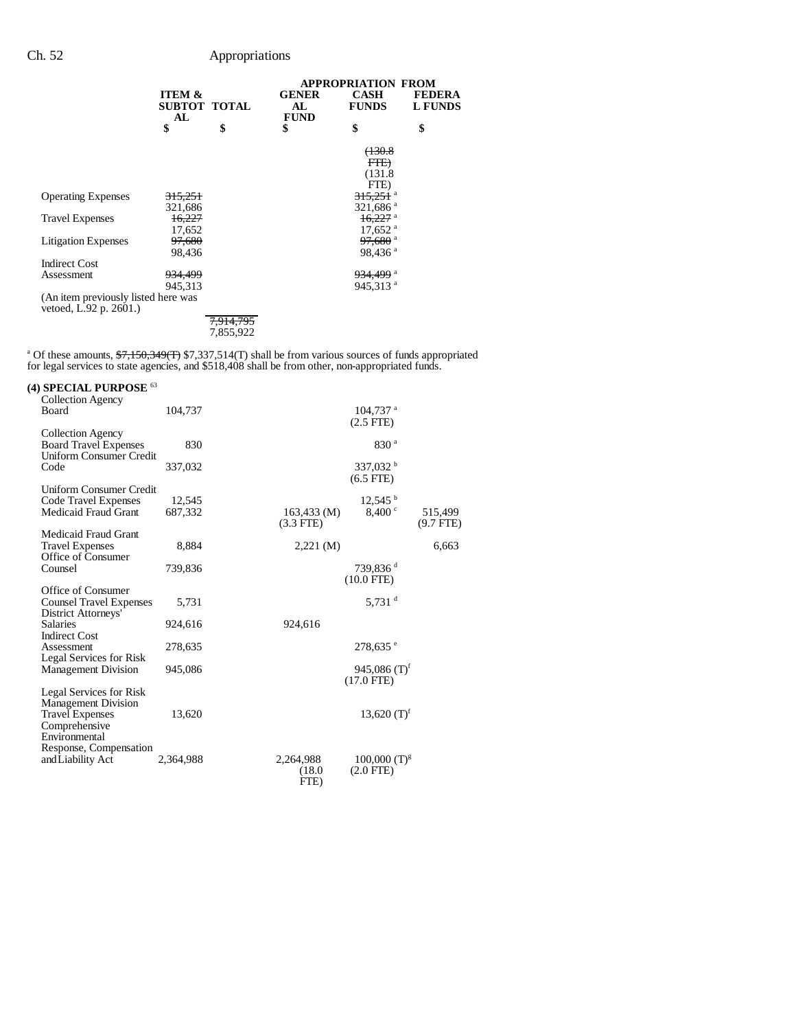| | ITEM & SUBTOTAL | TOTAL | GENERAL FUND | CASH FUNDS | FEDERAL FUNDS |
|---|---|---|---|---|---|
| | | | APPROPRIATION FROM | | |
| | $ | $ | $ | $ | $ |
| | | | | ~~(130.8 FTE)~~ (131.8 FTE) | |
| Operating Expenses | ~~315,251~~ 321,686 | | | ~~315,251~~ [a] 321,686 [a] | |
| Travel Expenses | ~~16,227~~ 17,652 | | | ~~16,227~~ [a] 17,652 [a] | |
| Litigation Expenses | ~~97,680~~ 98,436 | | | ~~97,680~~ [a] 98,436 [a] | |
| Indirect Cost Assessment | ~~934,499~~ 945,313 | | | ~~934,499~~ [a] 945,313 [a] | |
| (An item previously listed here was vetoed, L.92 p. 2601.) | | | | | |
| | | ~~7,914,795~~ 7,855,922 | | | |

[a] Of these amounts, ~~$7,150,349(T)~~ $7,337,514(T) shall be from various sources of funds appropriated for legal services to state agencies, and $518,408 shall be from other, non-appropriated funds.

**(4) SPECIAL PURPOSE** [63]

| | ITEM & SUBTOTAL | TOTAL | GENERAL FUND | CASH FUNDS | FEDERAL FUNDS |
|---|---|---|---|---|---|
| Collection Agency Board | 104,737 | | | 104,737 [a] (2.5 FTE) | |
| Collection Agency Board Travel Expenses | 830 | | | 830 [a] | |
| Uniform Consumer Credit Code | 337,032 | | | 337,032 [b] (6.5 FTE) | |
| Uniform Consumer Credit Code Travel Expenses | 12,545 | | | 12,545 [b] | |
| Medicaid Fraud Grant | 687,332 | | 163,433 (M) (3.3 FTE) | 8,400 [c] | 515,499 (9.7 FTE) |
| Medicaid Fraud Grant Travel Expenses | 8,884 | | 2,221 (M) | | 6,663 |
| Office of Consumer Counsel | 739,836 | | | 739,836 [d] (10.0 FTE) | |
| Office of Consumer Counsel Travel Expenses | 5,731 | | | 5,731 [d] | |
| District Attorneys' Salaries | 924,616 | | 924,616 | | |
| Indirect Cost Assessment | 278,635 | | | 278,635 [e] | |
| Legal Services for Risk Management Division | 945,086 | | | 945,086 (T)[f] (17.0 FTE) | |
| Legal Services for Risk Management Division Travel Expenses | 13,620 | | | 13,620 (T)[f] | |
| Comprehensive Environmental Response, Compensation and Liability Act | 2,364,988 | | 2,264,988 (18.0 FTE) | 100,000 (T)[g] (2.0 FTE) | |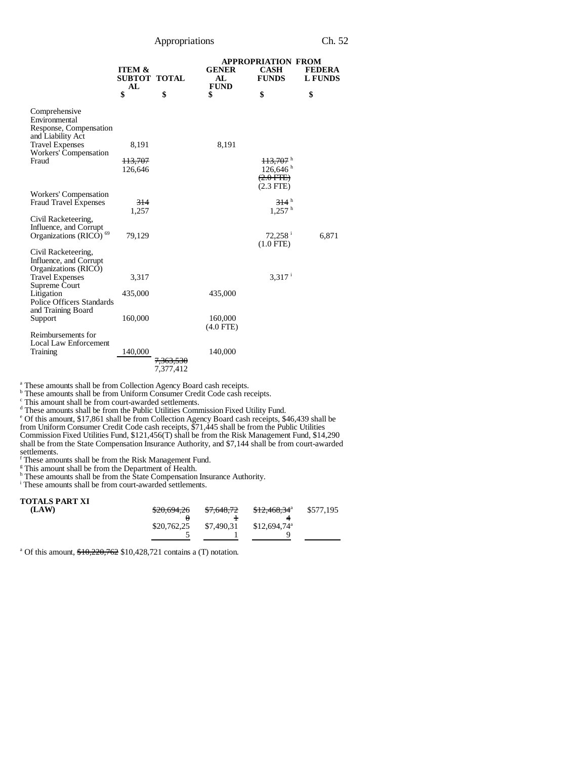| | ITEM & SUBTOTAL | TOTAL | APPROPRIATION FROM GENERAL FUND | CASH FUNDS | FEDERAL FUNDS |
|---|---|---|---|---|---|
| | $ | $ | $ | $ | $ |
| Comprehensive Environmental Response, Compensation and Liability Act Travel Expenses | 8,191 | | 8,191 | | |
| Workers' Compensation Fraud | ~~113,707~~ 126,646 | | | ~~113,707~~ [h] 126,646 [h] ~~(2.0 FTE)~~ (2.3 FTE) | |
| Workers' Compensation Fraud Travel Expenses | ~~314~~ 1,257 | | | ~~314~~ [h] 1,257 [h] | |
| Civil Racketeering, Influence, and Corrupt Organizations (RICO) [69] | 79,129 | | | 72,258 [i] (1.0 FTE) | 6,871 |
| Civil Racketeering, Influence, and Corrupt Organizations (RICO) Travel Expenses | 3,317 | | | 3,317 [i] | |
| Supreme Court Litigation | 435,000 | | 435,000 | | |
| Police Officers Standards and Training Board Support | 160,000 | | 160,000 (4.0 FTE) | | |
| Reimbursements for Local Law Enforcement Training | 140,000 | | 140,000 | | |
| | | ~~7,363,530~~ 7,377,412 | | | |

[a] These amounts shall be from Collection Agency Board cash receipts.
[b] These amounts shall be from Uniform Consumer Credit Code cash receipts.
[c] This amount shall be from court-awarded settlements.
[d] These amounts shall be from the Public Utilities Commission Fixed Utility Fund.
[e] Of this amount, $17,861 shall be from Collection Agency Board cash receipts, $46,439 shall be from Uniform Consumer Credit Code cash receipts, $71,445 shall be from the Public Utilities Commission Fixed Utilities Fund, $121,456(T) shall be from the Risk Management Fund, $14,290 shall be from the State Compensation Insurance Authority, and $7,144 shall be from court-awarded settlements.
[f] These amounts shall be from the Risk Management Fund.
[g] This amount shall be from the Department of Health.
[h] These amounts shall be from the State Compensation Insurance Authority.
[i] These amounts shall be from court-awarded settlements.

| TOTALS PART XI (LAW) | TOTAL | GENERAL FUND | CASH FUNDS | FEDERAL FUNDS |
|---|---|---|---|---|
| | ~~$20,694,260~~ $20,762,255 | ~~$7,648,721~~ $7,490,311 | ~~$12,468,344~~[a] $12,694,749[a] | $577,195 |

[a] Of this amount, ~~$10,220,762~~ $10,428,721 contains a (T) notation.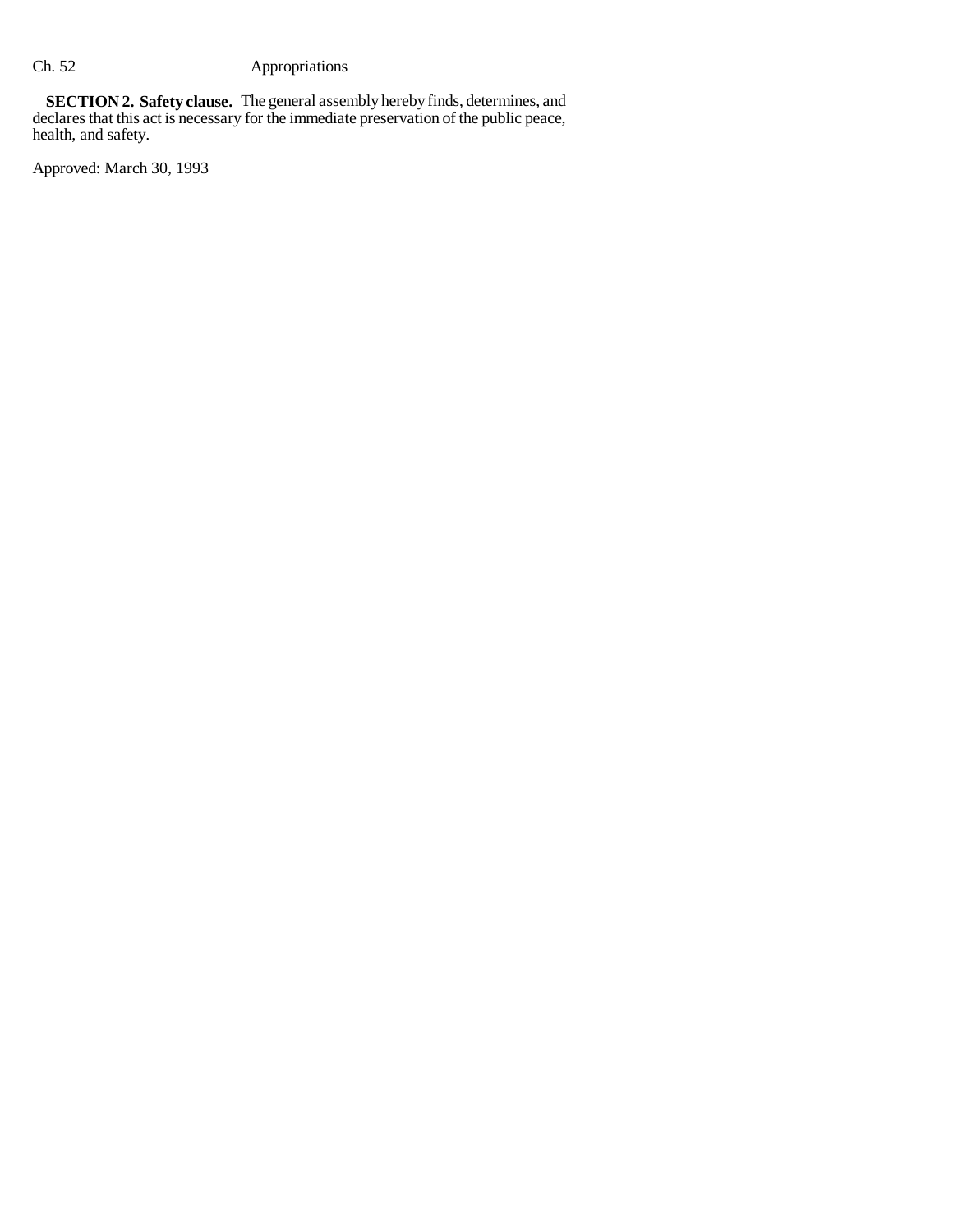**SECTION 2. Safety clause.** The general assembly hereby finds, determines, and declares that this act is necessary for the immediate preservation of the public peace, health, and safety.

Approved: March 30, 1993